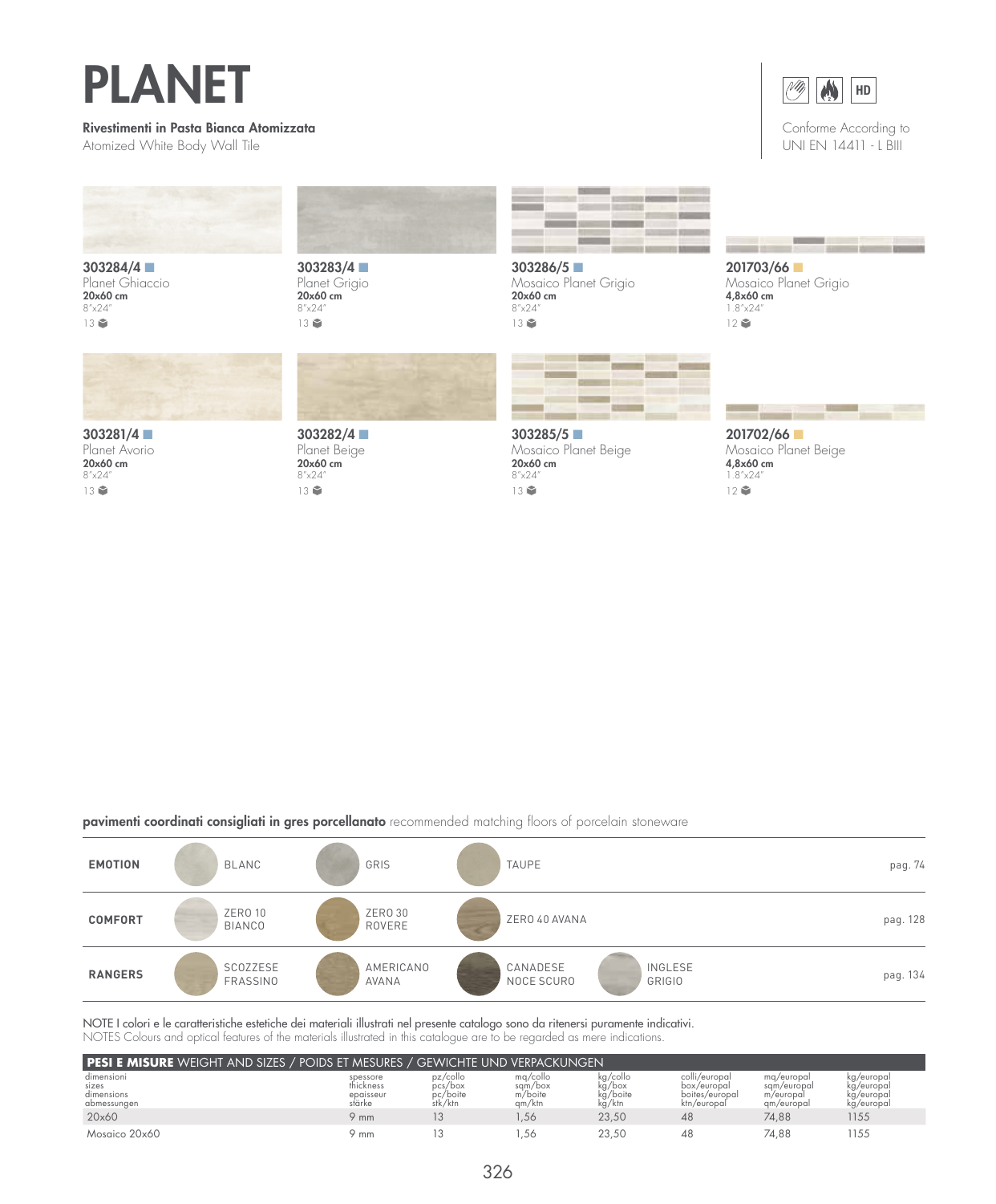# PLANET

**Rivestimenti in Pasta Bianca Atomizzata**
Atomized White Body Wall Tile

Conforme According to
UNI EN 14411 - L BIII

**303284/4**
Planet Ghiaccio
**20x60 cm**
8"x24"
13

**303283/4**
Planet Grigio
**20x60 cm**
8"x24"
13

**303286/5**
Mosaico Planet Grigio
**20x60 cm**
8"x24"
13

**201703/66**
Mosaico Planet Grigio
**4,8x60 cm**
1.8"x24"
12

**303281/4**
Planet Avorio
**20x60 cm**
8"x24"
13

**303282/4**
Planet Beige
**20x60 cm**
8"x24"
13

**303285/5**
Mosaico Planet Beige
**20x60 cm**
8"x24"
13

**201702/66**
Mosaico Planet Beige
**4,8x60 cm**
1.8"x24"
12

**pavimenti coordinati consigliati in gres porcellanato** recommended matching floors of porcelain stoneware

| | | | | | |
|---|---|---|---|---|---|
| **EMOTION** | BLANC | GRIS | TAUPE | | pag. 74 |
| **COMFORT** | ZERO 10 BIANCO | ZERO 30 ROVERE | ZERO 40 AVANA | | pag. 128 |
| **RANGERS** | SCOZZESE FRASSINO | AMERICANO AVANA | CANADESE NOCE SCURO | INGLESE GRIGIO | pag. 134 |

NOTE I colori e le caratteristiche estetiche dei materiali illustrati nel presente catalogo sono da ritenersi puramente indicativi.
NOTES Colours and optical features of the materials illustrated in this catalogue are to be regarded as mere indications.

**PESI E MISURE** WEIGHT AND SIZES / POIDS ET MESURES / GEWICHTE UND VERPACKUNGEN

| dimensioni sizes dimensions abmessungen | spessore thickness epaisseur stärke | pz/collo pcs/box pc/boite stk/ktn | mq/collo sqm/box m/boite qm/ktn | kg/collo kg/box kg/boite kg/ktn | colli/europal box/europal boites/europal ktn/europal | mq/europal sqm/europal m/europal qm/europal | kg/europal kg/europal kg/europal kg/europal |
|---|---|---|---|---|---|---|---|
| 20x60 | 9 mm | 13 | 1,56 | 23,50 | 48 | 74,88 | 1155 |
| Mosaico 20x60 | 9 mm | 13 | 1,56 | 23,50 | 48 | 74,88 | 1155 |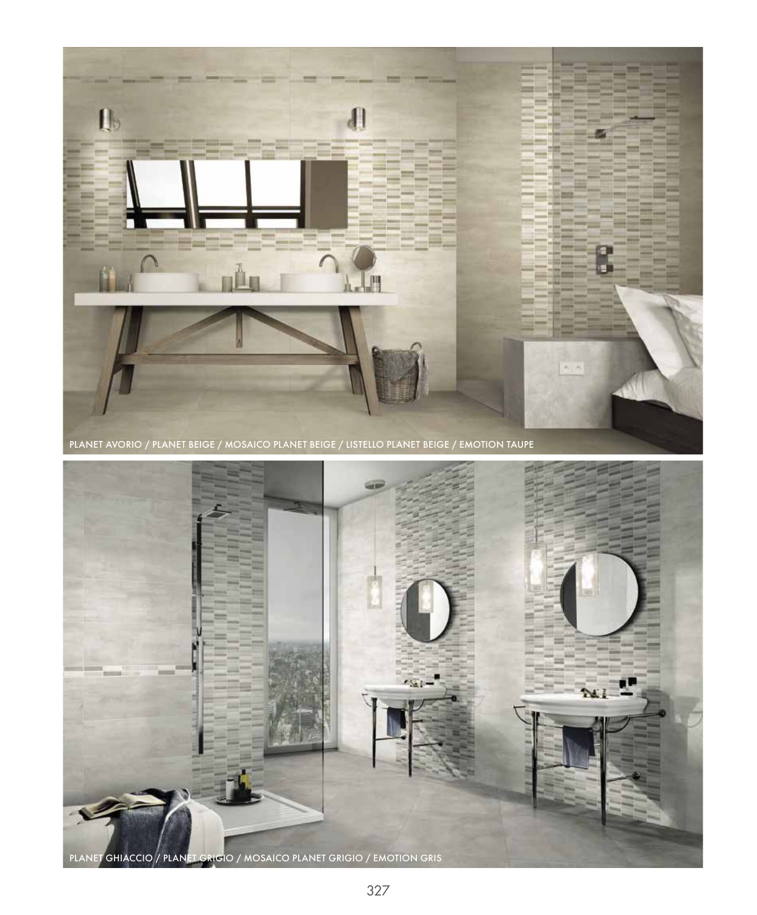PLANET AVORIO / PLANET BEIGE / MOSAICO PLANET BEIGE / LISTELLO PLANET BEIGE / EMOTION TAUPE

PLANET GHIACCIO / PLANET GRIGIO / MOSAICO PLANET GRIGIO / EMOTION GRIS